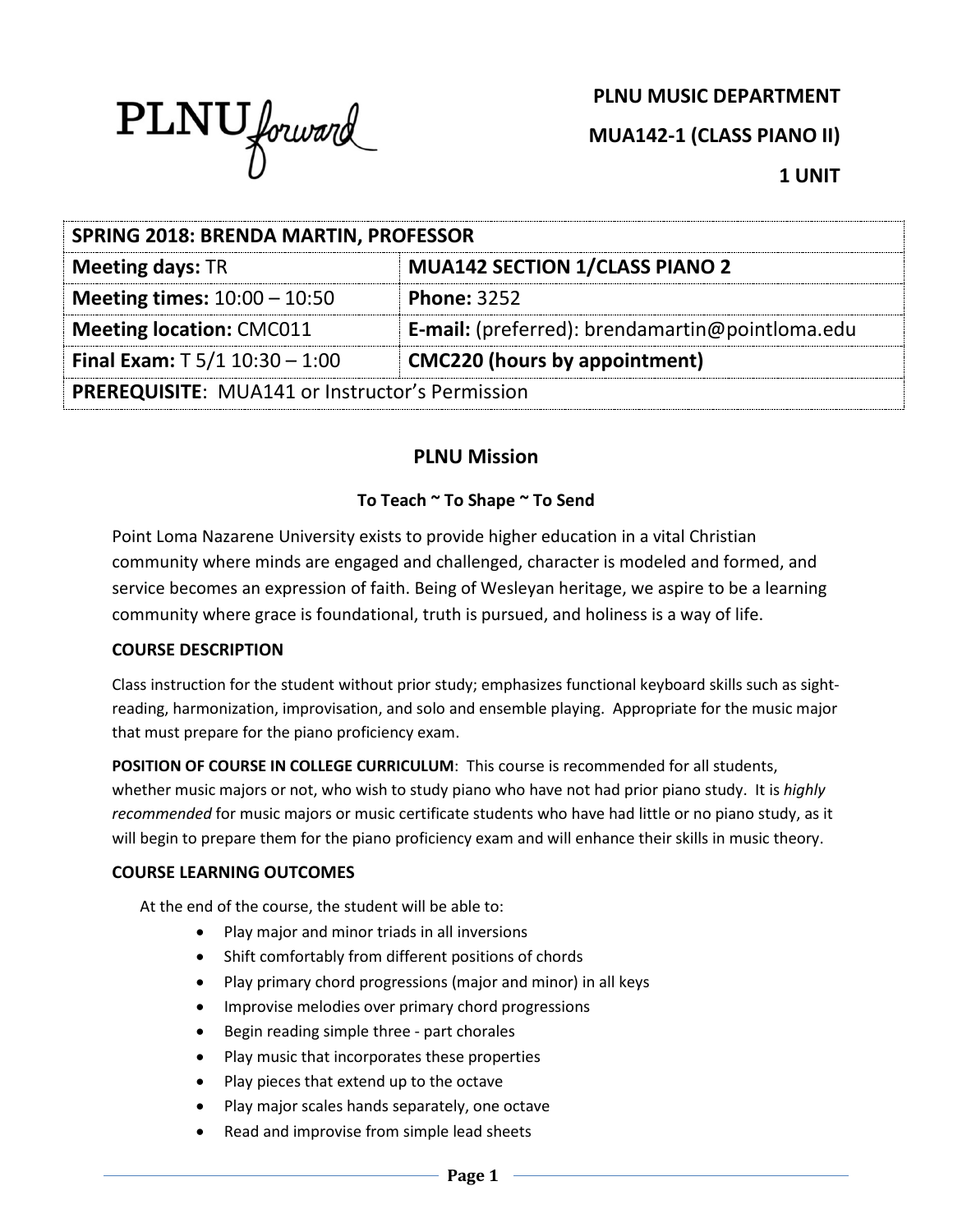**PLNU MUSIC DEPARTMENT**

**MUA142-1 (CLASS PIANO II)**

**1 UNIT**

| **SPRING 2018: BRENDA MARTIN, PROFESSOR** | |
|---|---|
| **Meeting days:** TR | **MUA142 SECTION 1/CLASS PIANO 2** |
| **Meeting times:** 10:00 – 10:50 | **Phone:** 3252 |
| **Meeting location:** CMC011 | **E-mail:** (preferred): brendamartin@pointloma.edu |
| **Final Exam:** T 5/1 10:30 – 1:00 | **CMC220 (hours by appointment)** |
| **PREREQUISITE**: MUA141 or Instructor's Permission | |

## PLNU Mission

### To Teach ~ To Shape ~ To Send

Point Loma Nazarene University exists to provide higher education in a vital Christian community where minds are engaged and challenged, character is modeled and formed, and service becomes an expression of faith. Being of Wesleyan heritage, we aspire to be a learning community where grace is foundational, truth is pursued, and holiness is a way of life.

### COURSE DESCRIPTION

Class instruction for the student without prior study; emphasizes functional keyboard skills such as sight-reading, harmonization, improvisation, and solo and ensemble playing. Appropriate for the music major that must prepare for the piano proficiency exam.

**POSITION OF COURSE IN COLLEGE CURRICULUM**: This course is recommended for all students, whether music majors or not, who wish to study piano who have not had prior piano study. It is *highly recommended* for music majors or music certificate students who have had little or no piano study, as it will begin to prepare them for the piano proficiency exam and will enhance their skills in music theory.

### COURSE LEARNING OUTCOMES

At the end of the course, the student will be able to:

- Play major and minor triads in all inversions
- Shift comfortably from different positions of chords
- Play primary chord progressions (major and minor) in all keys
- Improvise melodies over primary chord progressions
- Begin reading simple three - part chorales
- Play music that incorporates these properties
- Play pieces that extend up to the octave
- Play major scales hands separately, one octave
- Read and improvise from simple lead sheets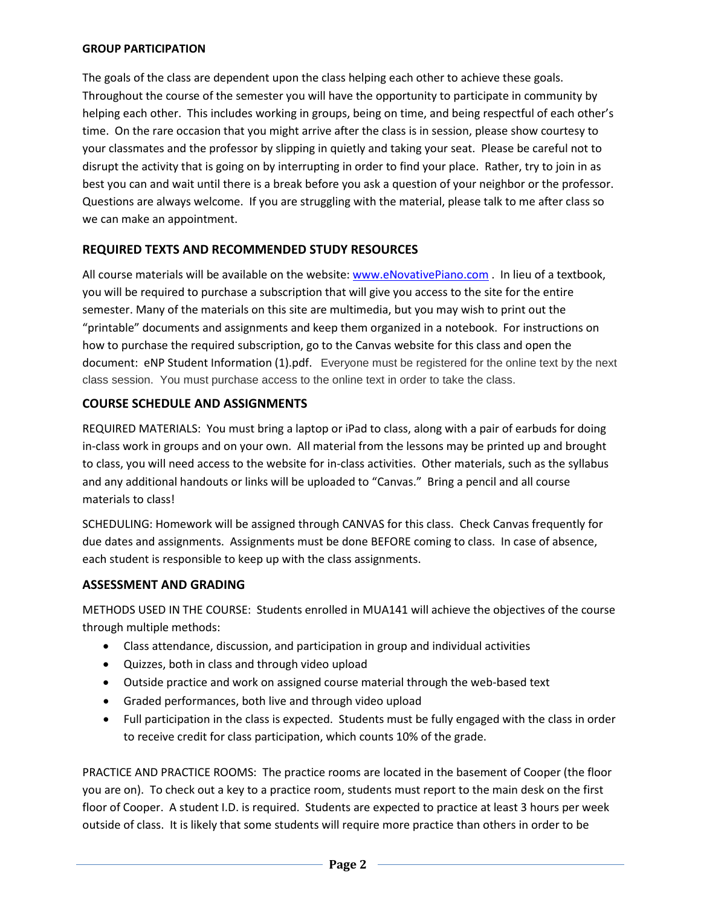**GROUP PARTICIPATION**

The goals of the class are dependent upon the class helping each other to achieve these goals. Throughout the course of the semester you will have the opportunity to participate in community by helping each other. This includes working in groups, being on time, and being respectful of each other's time. On the rare occasion that you might arrive after the class is in session, please show courtesy to your classmates and the professor by slipping in quietly and taking your seat. Please be careful not to disrupt the activity that is going on by interrupting in order to find your place. Rather, try to join in as best you can and wait until there is a break before you ask a question of your neighbor or the professor. Questions are always welcome. If you are struggling with the material, please talk to me after class so we can make an appointment.

## REQUIRED TEXTS AND RECOMMENDED STUDY RESOURCES

All course materials will be available on the website: [www.eNovativePiano.com](www.eNovativePiano.com) . In lieu of a textbook, you will be required to purchase a subscription that will give you access to the site for the entire semester. Many of the materials on this site are multimedia, but you may wish to print out the "printable" documents and assignments and keep them organized in a notebook. For instructions on how to purchase the required subscription, go to the Canvas website for this class and open the document: eNP Student Information (1).pdf. Everyone must be registered for the online text by the next class session. You must purchase access to the online text in order to take the class.

## COURSE SCHEDULE AND ASSIGNMENTS

REQUIRED MATERIALS: You must bring a laptop or iPad to class, along with a pair of earbuds for doing in-class work in groups and on your own. All material from the lessons may be printed up and brought to class, you will need access to the website for in-class activities. Other materials, such as the syllabus and any additional handouts or links will be uploaded to "Canvas." Bring a pencil and all course materials to class!

SCHEDULING: Homework will be assigned through CANVAS for this class. Check Canvas frequently for due dates and assignments. Assignments must be done BEFORE coming to class. In case of absence, each student is responsible to keep up with the class assignments.

## ASSESSMENT AND GRADING

METHODS USED IN THE COURSE: Students enrolled in MUA141 will achieve the objectives of the course through multiple methods:

- Class attendance, discussion, and participation in group and individual activities
- Quizzes, both in class and through video upload
- Outside practice and work on assigned course material through the web-based text
- Graded performances, both live and through video upload
- Full participation in the class is expected. Students must be fully engaged with the class in order to receive credit for class participation, which counts 10% of the grade.

PRACTICE AND PRACTICE ROOMS: The practice rooms are located in the basement of Cooper (the floor you are on). To check out a key to a practice room, students must report to the main desk on the first floor of Cooper. A student I.D. is required. Students are expected to practice at least 3 hours per week outside of class. It is likely that some students will require more practice than others in order to be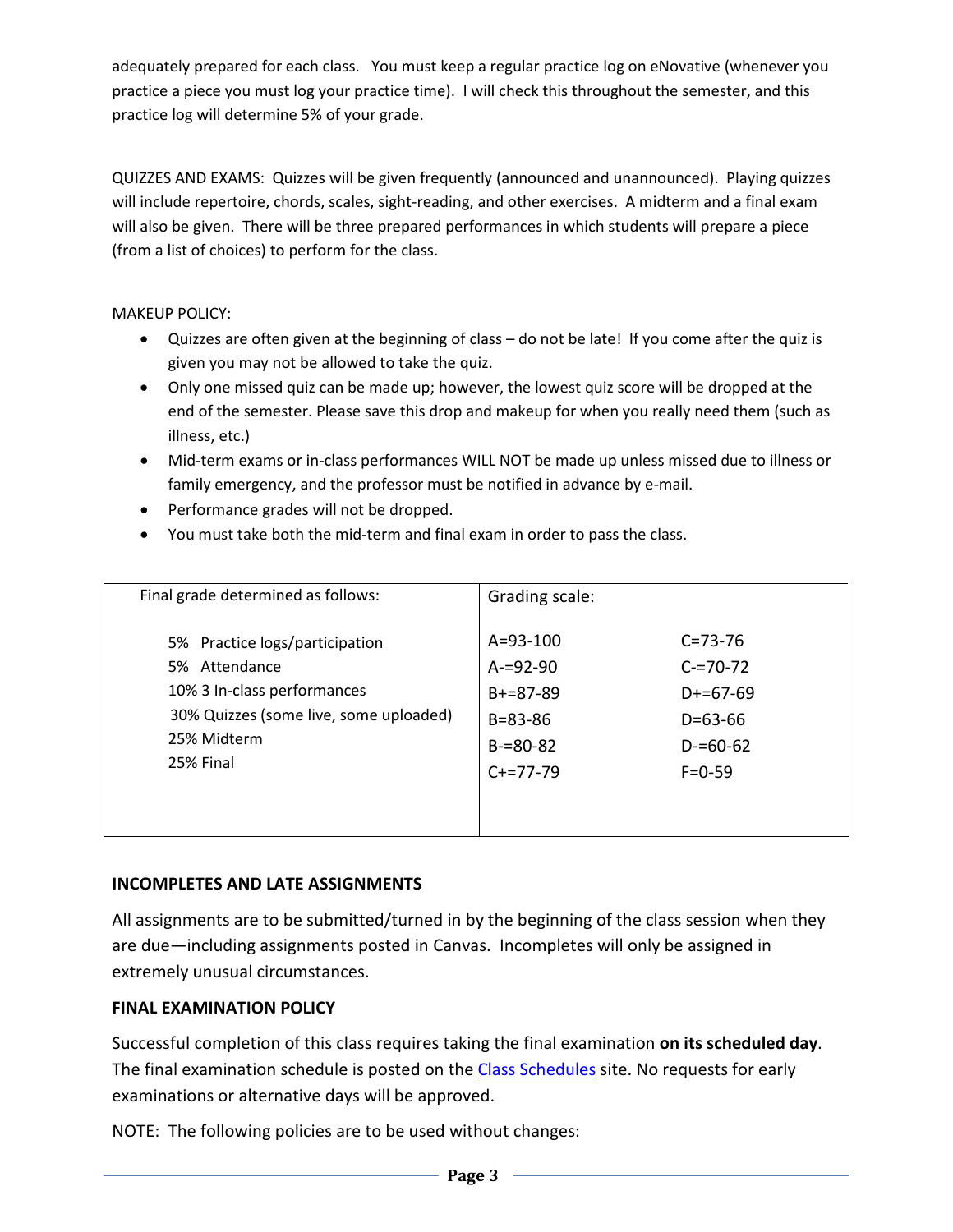adequately prepared for each class. You must keep a regular practice log on eNovative (whenever you practice a piece you must log your practice time). I will check this throughout the semester, and this practice log will determine 5% of your grade.

QUIZZES AND EXAMS: Quizzes will be given frequently (announced and unannounced). Playing quizzes will include repertoire, chords, scales, sight-reading, and other exercises. A midterm and a final exam will also be given. There will be three prepared performances in which students will prepare a piece (from a list of choices) to perform for the class.

MAKEUP POLICY:

- Quizzes are often given at the beginning of class – do not be late! If you come after the quiz is given you may not be allowed to take the quiz.
- Only one missed quiz can be made up; however, the lowest quiz score will be dropped at the end of the semester. Please save this drop and makeup for when you really need them (such as illness, etc.)
- Mid-term exams or in-class performances WILL NOT be made up unless missed due to illness or family emergency, and the professor must be notified in advance by e-mail.
- Performance grades will not be dropped.
- You must take both the mid-term and final exam in order to pass the class.

| Final grade determined as follows: | Grading scale: | |
|---|---|---|
| 5% Practice logs/participation | A=93-100 | C=73-76 |
| 5% Attendance | A-=92-90 | C-=70-72 |
| 10% 3 In-class performances | B+=87-89 | D+=67-69 |
| 30% Quizzes (some live, some uploaded) | B=83-86 | D=63-66 |
| 25% Midterm | B-=80-82 | D-=60-62 |
| 25% Final | C+=77-79 | F=0-59 |

**INCOMPLETES AND LATE ASSIGNMENTS**

All assignments are to be submitted/turned in by the beginning of the class session when they are due—including assignments posted in Canvas. Incompletes will only be assigned in extremely unusual circumstances.

**FINAL EXAMINATION POLICY**

Successful completion of this class requires taking the final examination **on its scheduled day**. The final examination schedule is posted on the Class Schedules site. No requests for early examinations or alternative days will be approved.

NOTE: The following policies are to be used without changes: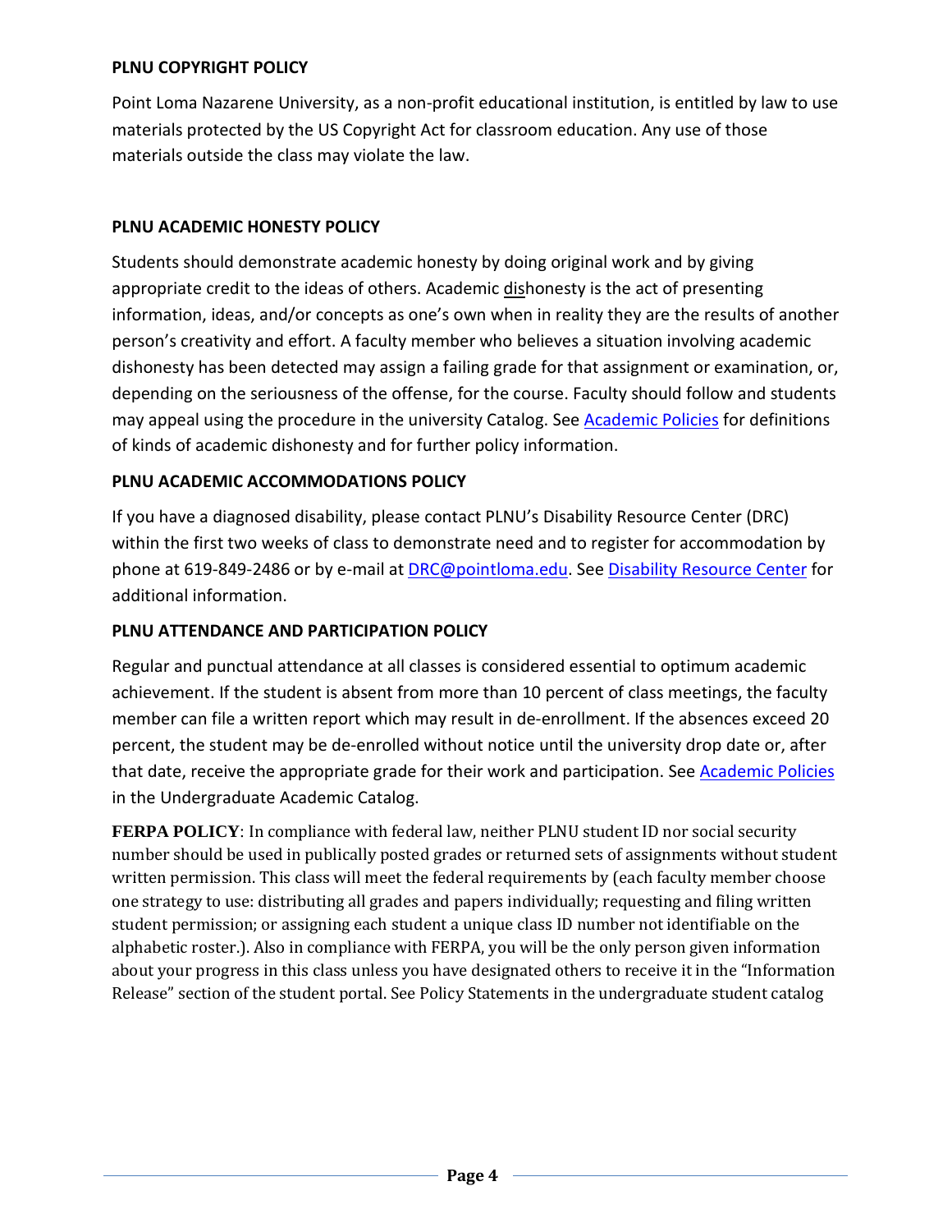### PLNU COPYRIGHT POLICY

Point Loma Nazarene University, as a non-profit educational institution, is entitled by law to use materials protected by the US Copyright Act for classroom education. Any use of those materials outside the class may violate the law.

### PLNU ACADEMIC HONESTY POLICY

Students should demonstrate academic honesty by doing original work and by giving appropriate credit to the ideas of others. Academic dishonesty is the act of presenting information, ideas, and/or concepts as one's own when in reality they are the results of another person's creativity and effort. A faculty member who believes a situation involving academic dishonesty has been detected may assign a failing grade for that assignment or examination, or, depending on the seriousness of the offense, for the course. Faculty should follow and students may appeal using the procedure in the university Catalog. See Academic Policies for definitions of kinds of academic dishonesty and for further policy information.

### PLNU ACADEMIC ACCOMMODATIONS POLICY

If you have a diagnosed disability, please contact PLNU's Disability Resource Center (DRC) within the first two weeks of class to demonstrate need and to register for accommodation by phone at 619-849-2486 or by e-mail at DRC@pointloma.edu. See Disability Resource Center for additional information.

### PLNU ATTENDANCE AND PARTICIPATION POLICY

Regular and punctual attendance at all classes is considered essential to optimum academic achievement. If the student is absent from more than 10 percent of class meetings, the faculty member can file a written report which may result in de-enrollment. If the absences exceed 20 percent, the student may be de-enrolled without notice until the university drop date or, after that date, receive the appropriate grade for their work and participation. See Academic Policies in the Undergraduate Academic Catalog.

**FERPA POLICY**: In compliance with federal law, neither PLNU student ID nor social security number should be used in publically posted grades or returned sets of assignments without student written permission. This class will meet the federal requirements by (each faculty member choose one strategy to use: distributing all grades and papers individually; requesting and filing written student permission; or assigning each student a unique class ID number not identifiable on the alphabetic roster.). Also in compliance with FERPA, you will be the only person given information about your progress in this class unless you have designated others to receive it in the "Information Release" section of the student portal. See Policy Statements in the undergraduate student catalog